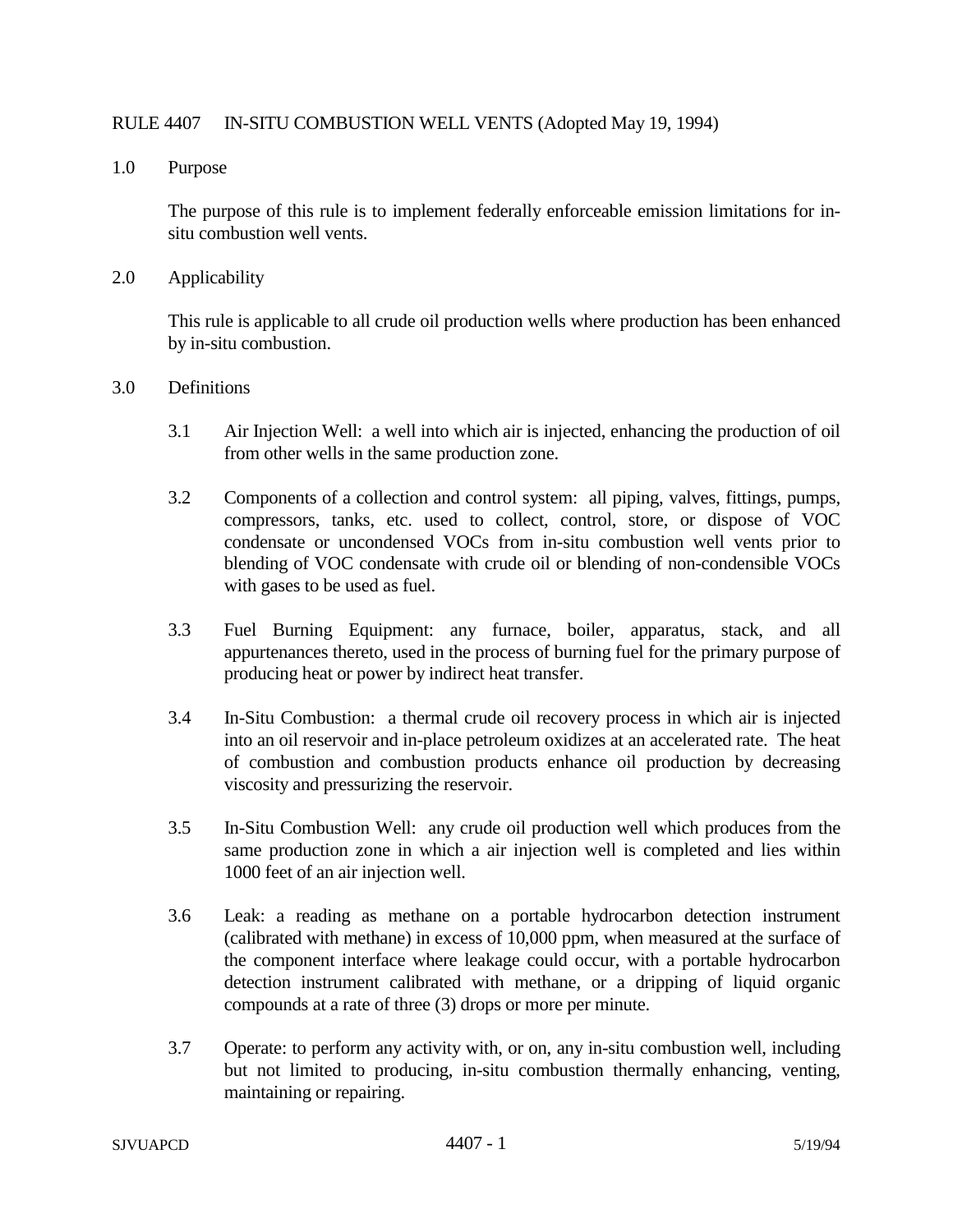# RULE 4407 IN-SITU COMBUSTION WELL VENTS (Adopted May 19, 1994)

## 1.0 Purpose

The purpose of this rule is to implement federally enforceable emission limitations for in-situ combustion well vents.

## 2.0 Applicability

This rule is applicable to all crude oil production wells where production has been enhanced by in-situ combustion.

## 3.0 Definitions

3.1 Air Injection Well: a well into which air is injected, enhancing the production of oil from other wells in the same production zone.

3.2 Components of a collection and control system: all piping, valves, fittings, pumps, compressors, tanks, etc. used to collect, control, store, or dispose of VOC condensate or uncondensed VOCs from in-situ combustion well vents prior to blending of VOC condensate with crude oil or blending of non-condensible VOCs with gases to be used as fuel.

3.3 Fuel Burning Equipment: any furnace, boiler, apparatus, stack, and all appurtenances thereto, used in the process of burning fuel for the primary purpose of producing heat or power by indirect heat transfer.

3.4 In-Situ Combustion: a thermal crude oil recovery process in which air is injected into an oil reservoir and in-place petroleum oxidizes at an accelerated rate. The heat of combustion and combustion products enhance oil production by decreasing viscosity and pressurizing the reservoir.

3.5 In-Situ Combustion Well: any crude oil production well which produces from the same production zone in which a air injection well is completed and lies within 1000 feet of an air injection well.

3.6 Leak: a reading as methane on a portable hydrocarbon detection instrument (calibrated with methane) in excess of 10,000 ppm, when measured at the surface of the component interface where leakage could occur, with a portable hydrocarbon detection instrument calibrated with methane, or a dripping of liquid organic compounds at a rate of three (3) drops or more per minute.

3.7 Operate: to perform any activity with, or on, any in-situ combustion well, including but not limited to producing, in-situ combustion thermally enhancing, venting, maintaining or repairing.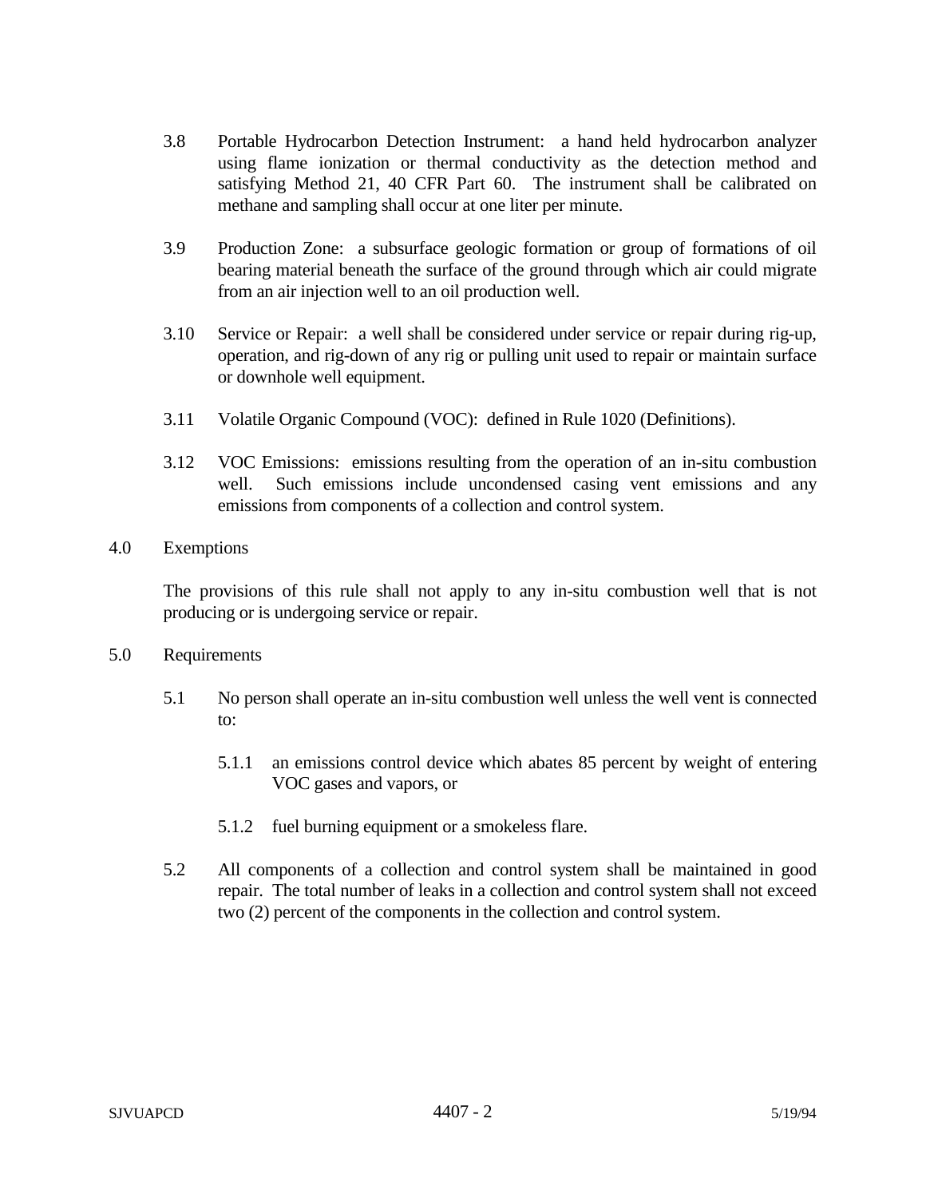3.8 Portable Hydrocarbon Detection Instrument: a hand held hydrocarbon analyzer using flame ionization or thermal conductivity as the detection method and satisfying Method 21, 40 CFR Part 60. The instrument shall be calibrated on methane and sampling shall occur at one liter per minute.

3.9 Production Zone: a subsurface geologic formation or group of formations of oil bearing material beneath the surface of the ground through which air could migrate from an air injection well to an oil production well.

3.10 Service or Repair: a well shall be considered under service or repair during rig-up, operation, and rig-down of any rig or pulling unit used to repair or maintain surface or downhole well equipment.

3.11 Volatile Organic Compound (VOC): defined in Rule 1020 (Definitions).

3.12 VOC Emissions: emissions resulting from the operation of an in-situ combustion well. Such emissions include uncondensed casing vent emissions and any emissions from components of a collection and control system.

## 4.0 Exemptions

The provisions of this rule shall not apply to any in-situ combustion well that is not producing or is undergoing service or repair.

## 5.0 Requirements

5.1 No person shall operate an in-situ combustion well unless the well vent is connected to:

5.1.1 an emissions control device which abates 85 percent by weight of entering VOC gases and vapors, or

5.1.2 fuel burning equipment or a smokeless flare.

5.2 All components of a collection and control system shall be maintained in good repair. The total number of leaks in a collection and control system shall not exceed two (2) percent of the components in the collection and control system.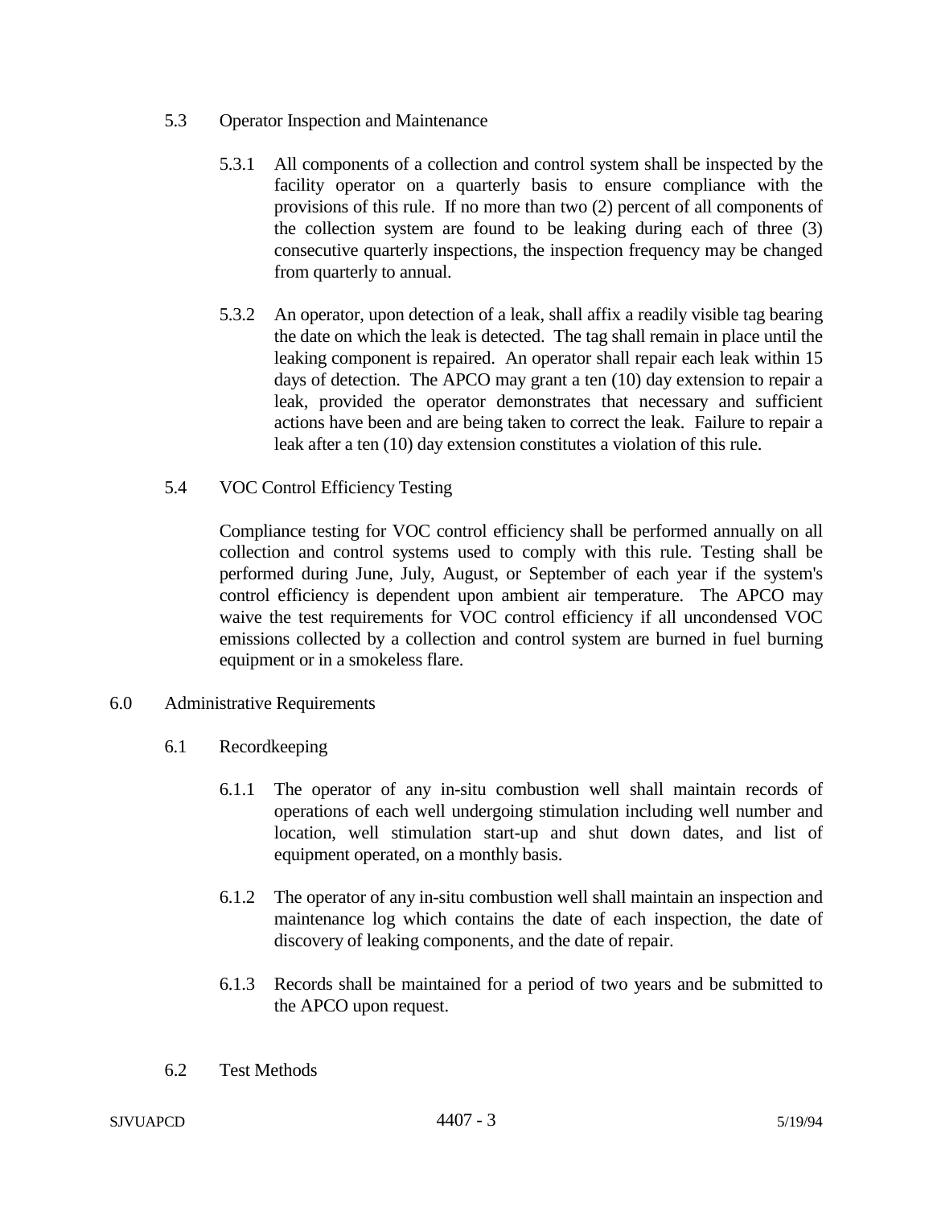### 5.3 Operator Inspection and Maintenance

5.3.1 All components of a collection and control system shall be inspected by the facility operator on a quarterly basis to ensure compliance with the provisions of this rule. If no more than two (2) percent of all components of the collection system are found to be leaking during each of three (3) consecutive quarterly inspections, the inspection frequency may be changed from quarterly to annual.

5.3.2 An operator, upon detection of a leak, shall affix a readily visible tag bearing the date on which the leak is detected. The tag shall remain in place until the leaking component is repaired. An operator shall repair each leak within 15 days of detection. The APCO may grant a ten (10) day extension to repair a leak, provided the operator demonstrates that necessary and sufficient actions have been and are being taken to correct the leak. Failure to repair a leak after a ten (10) day extension constitutes a violation of this rule.

### 5.4 VOC Control Efficiency Testing

Compliance testing for VOC control efficiency shall be performed annually on all collection and control systems used to comply with this rule. Testing shall be performed during June, July, August, or September of each year if the system's control efficiency is dependent upon ambient air temperature. The APCO may waive the test requirements for VOC control efficiency if all uncondensed VOC emissions collected by a collection and control system are burned in fuel burning equipment or in a smokeless flare.

## 6.0 Administrative Requirements

### 6.1 Recordkeeping

6.1.1 The operator of any in-situ combustion well shall maintain records of operations of each well undergoing stimulation including well number and location, well stimulation start-up and shut down dates, and list of equipment operated, on a monthly basis.

6.1.2 The operator of any in-situ combustion well shall maintain an inspection and maintenance log which contains the date of each inspection, the date of discovery of leaking components, and the date of repair.

6.1.3 Records shall be maintained for a period of two years and be submitted to the APCO upon request.

### 6.2 Test Methods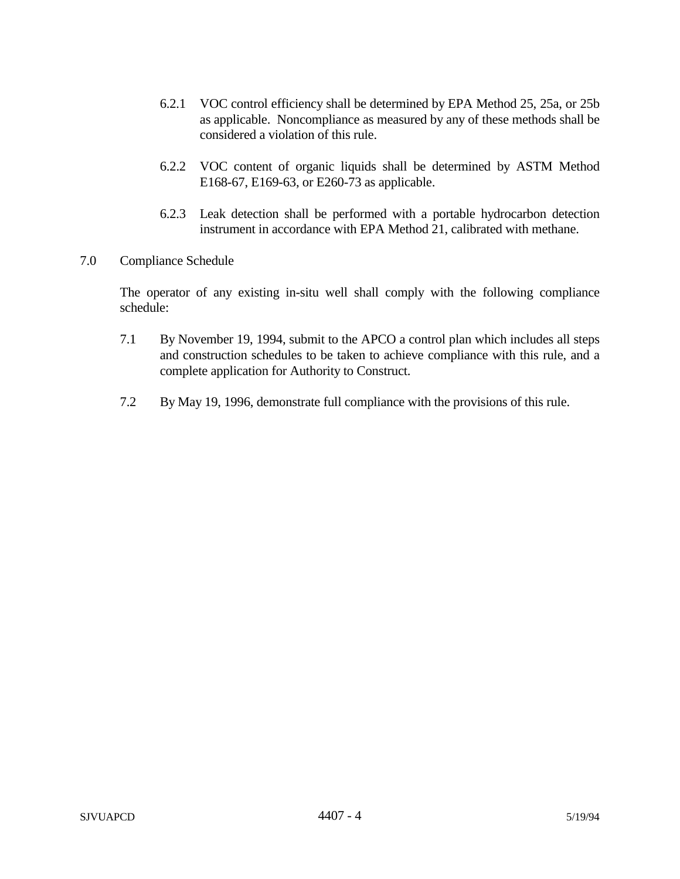6.2.1 VOC control efficiency shall be determined by EPA Method 25, 25a, or 25b as applicable. Noncompliance as measured by any of these methods shall be considered a violation of this rule.

6.2.2 VOC content of organic liquids shall be determined by ASTM Method E168-67, E169-63, or E260-73 as applicable.

6.2.3 Leak detection shall be performed with a portable hydrocarbon detection instrument in accordance with EPA Method 21, calibrated with methane.

## 7.0 Compliance Schedule

The operator of any existing in-situ well shall comply with the following compliance schedule:

7.1 By November 19, 1994, submit to the APCO a control plan which includes all steps and construction schedules to be taken to achieve compliance with this rule, and a complete application for Authority to Construct.

7.2 By May 19, 1996, demonstrate full compliance with the provisions of this rule.